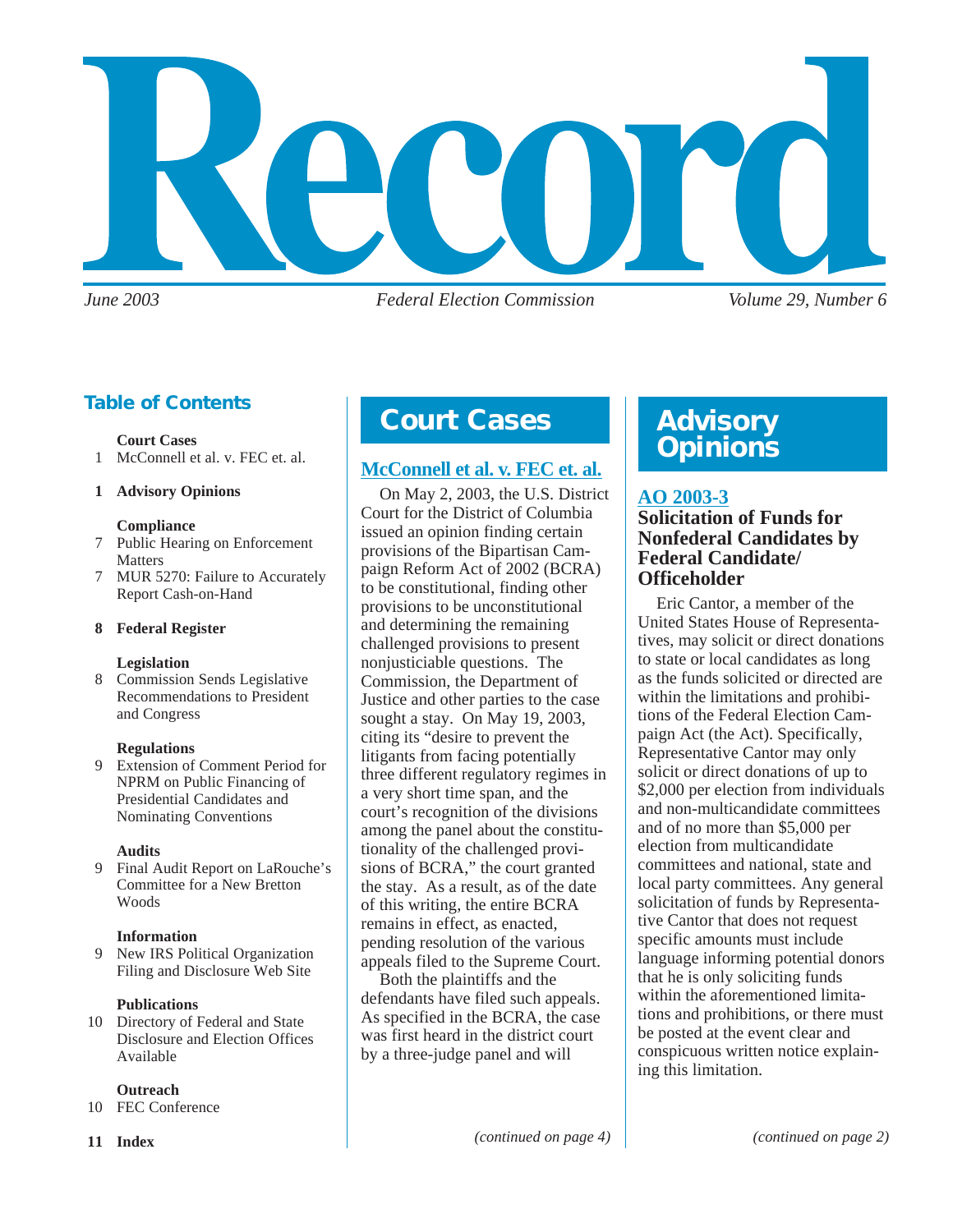# Record

*June 2003* | *Federal Election Commission* | *Volume 29, Number 6*

## Table of Contents

**Court Cases**
1 McConnell et al. v. FEC et. al.

**1 Advisory Opinions**

**Compliance**
7 Public Hearing on Enforcement Matters
7 MUR 5270: Failure to Accurately Report Cash-on-Hand

**8 Federal Register**

**Legislation**
8 Commission Sends Legislative Recommendations to President and Congress

**Regulations**
9 Extension of Comment Period for NPRM on Public Financing of Presidential Candidates and Nominating Conventions

**Audits**
9 Final Audit Report on LaRouche's Committee for a New Bretton Woods

**Information**
9 New IRS Political Organization Filing and Disclosure Web Site

**Publications**
10 Directory of Federal and State Disclosure and Election Offices Available

**Outreach**
10 FEC Conference

**11 Index**

# Court Cases

## McConnell et al. v. FEC et. al.

On May 2, 2003, the U.S. District Court for the District of Columbia issued an opinion finding certain provisions of the Bipartisan Campaign Reform Act of 2002 (BCRA) to be constitutional, finding other provisions to be unconstitutional and determining the remaining challenged provisions to present nonjusticiable questions. The Commission, the Department of Justice and other parties to the case sought a stay. On May 19, 2003, citing its "desire to prevent the litigants from facing potentially three different regulatory regimes in a very short time span, and the court's recognition of the divisions among the panel about the constitutionality of the challenged provisions of BCRA," the court granted the stay. As a result, as of the date of this writing, the entire BCRA remains in effect, as enacted, pending resolution of the various appeals filed to the Supreme Court.

Both the plaintiffs and the defendants have filed such appeals. As specified in the BCRA, the case was first heard in the district court by a three-judge panel and will

*(continued on page 4)*

# Advisory Opinions

## AO 2003-3

### Solicitation of Funds for Nonfederal Candidates by Federal Candidate/ Officeholder

Eric Cantor, a member of the United States House of Representatives, may solicit or direct donations to state or local candidates as long as the funds solicited or directed are within the limitations and prohibitions of the Federal Election Campaign Act (the Act). Specifically, Representative Cantor may only solicit or direct donations of up to $2,000 per election from individuals and non-multicandidate committees and of no more than $5,000 per election from multicandidate committees and national, state and local party committees. Any general solicitation of funds by Representative Cantor that does not request specific amounts must include language informing potential donors that he is only soliciting funds within the aforementioned limitations and prohibitions, or there must be posted at the event clear and conspicuous written notice explaining this limitation.

*(continued on page 2)*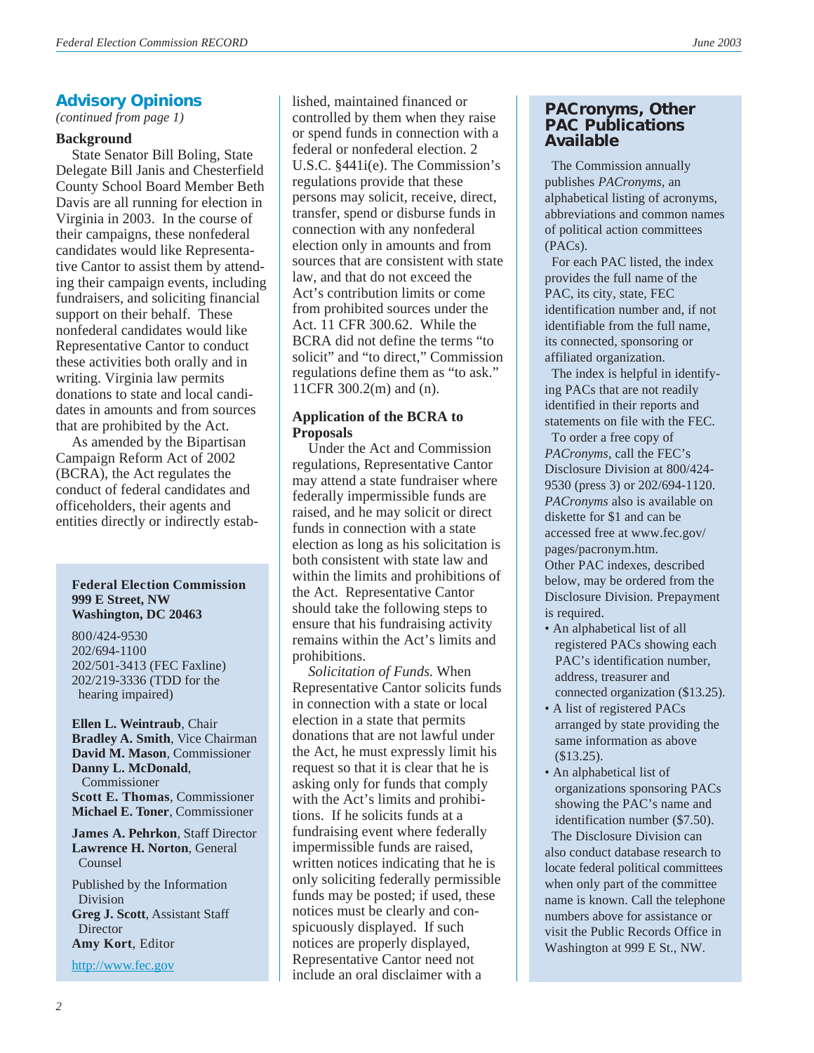## Advisory Opinions

*(continued from page 1)*

### Background

State Senator Bill Boling, State Delegate Bill Janis and Chesterfield County School Board Member Beth Davis are all running for election in Virginia in 2003. In the course of their campaigns, these nonfederal candidates would like Representative Cantor to assist them by attending their campaign events, including fundraisers, and soliciting financial support on their behalf. These nonfederal candidates would like Representative Cantor to conduct these activities both orally and in writing. Virginia law permits donations to state and local candidates in amounts and from sources that are prohibited by the Act.

As amended by the Bipartisan Campaign Reform Act of 2002 (BCRA), the Act regulates the conduct of federal candidates and officeholders, their agents and entities directly or indirectly established, maintained financed or controlled by them when they raise or spend funds in connection with a federal or nonfederal election. 2 U.S.C. §441i(e). The Commission's regulations provide that these persons may solicit, receive, direct, transfer, spend or disburse funds in connection with any nonfederal election only in amounts and from sources that are consistent with state law, and that do not exceed the Act's contribution limits or come from prohibited sources under the Act. 11 CFR 300.62. While the BCRA did not define the terms "to solicit" and "to direct," Commission regulations define them as "to ask." 11CFR 300.2(m) and (n).

### Application of the BCRA to Proposals

Under the Act and Commission regulations, Representative Cantor may attend a state fundraiser where federally impermissible funds are raised, and he may solicit or direct funds in connection with a state election as long as his solicitation is both consistent with state law and within the limits and prohibitions of the Act. Representative Cantor should take the following steps to ensure that his fundraising activity remains within the Act's limits and prohibitions.

*Solicitation of Funds.* When Representative Cantor solicits funds in connection with a state or local election in a state that permits donations that are not lawful under the Act, he must expressly limit his request so that it is clear that he is asking only for funds that comply with the Act's limits and prohibitions. If he solicits funds at a fundraising event where federally impermissible funds are raised, written notices indicating that he is only soliciting federally permissible funds may be posted; if used, these notices must be clearly and conspicuously displayed. If such notices are properly displayed, Representative Cantor need not include an oral disclaimer with a

---

**Federal Election Commission**
**999 E Street, NW**
**Washington, DC 20463**

800/424-9530
202/694-1100
202/501-3413 (FEC Faxline)
202/219-3336 (TDD for the hearing impaired)

**Ellen L. Weintraub**, Chair
**Bradley A. Smith**, Vice Chairman
**David M. Mason**, Commissioner
**Danny L. McDonald**, Commissioner
**Scott E. Thomas**, Commissioner
**Michael E. Toner**, Commissioner

**James A. Pehrkon**, Staff Director
**Lawrence H. Norton**, General Counsel

Published by the Information Division
**Greg J. Scott**, Assistant Staff Director
**Amy Kort**, Editor

http://www.fec.gov

---

## PACronyms, Other PAC Publications Available

The Commission annually publishes *PACronyms*, an alphabetical listing of acronyms, abbreviations and common names of political action committees (PACs).

For each PAC listed, the index provides the full name of the PAC, its city, state, FEC identification number and, if not identifiable from the full name, its connected, sponsoring or affiliated organization.

The index is helpful in identifying PACs that are not readily identified in their reports and statements on file with the FEC.

To order a free copy of *PACronyms*, call the FEC's Disclosure Division at 800/424-9530 (press 3) or 202/694-1120. *PACronyms* also is available on diskette for $1 and can be accessed free at www.fec.gov/pages/pacronym.htm.

Other PAC indexes, described below, may be ordered from the Disclosure Division. Prepayment is required.

- An alphabetical list of all registered PACs showing each PAC's identification number, address, treasurer and connected organization ($13.25).
- A list of registered PACs arranged by state providing the same information as above ($13.25).
- An alphabetical list of organizations sponsoring PACs showing the PAC's name and identification number ($7.50).

The Disclosure Division can also conduct database research to locate federal political committees when only part of the committee name is known. Call the telephone numbers above for assistance or visit the Public Records Office in Washington at 999 E St., NW.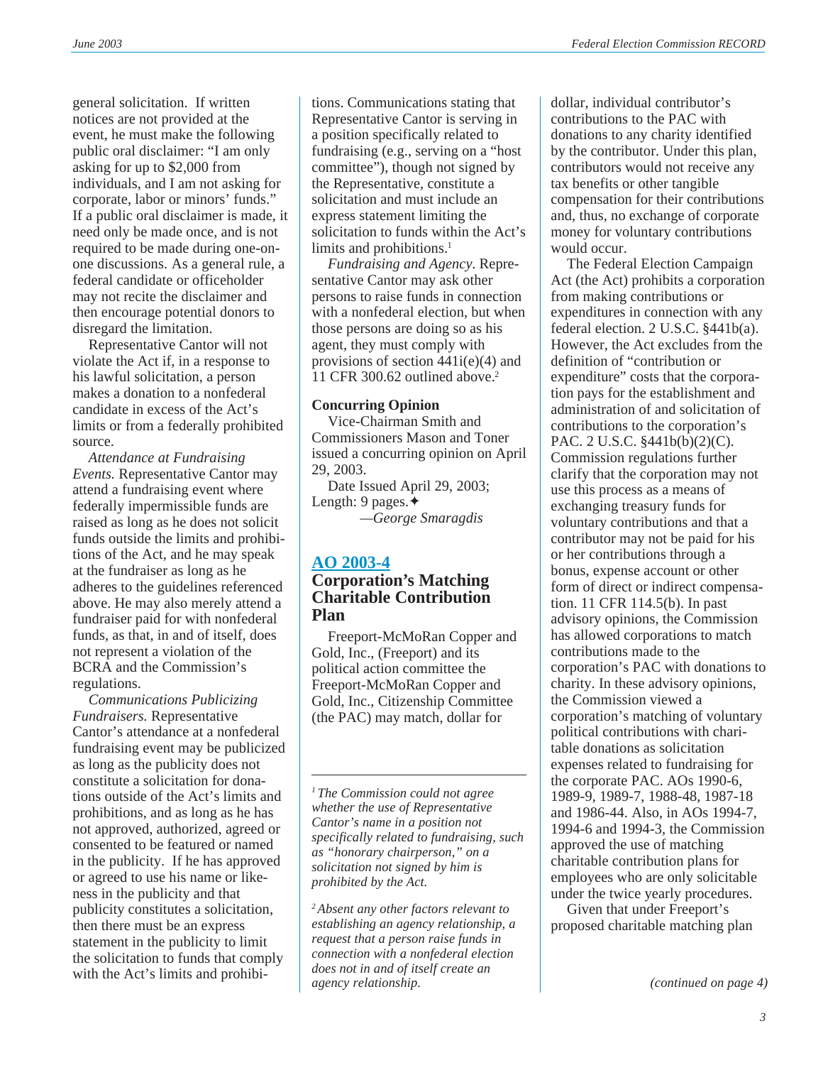general solicitation. If written notices are not provided at the event, he must make the following public oral disclaimer: "I am only asking for up to $2,000 from individuals, and I am not asking for corporate, labor or minors' funds." If a public oral disclaimer is made, it need only be made once, and is not required to be made during one-on-one discussions. As a general rule, a federal candidate or officeholder may not recite the disclaimer and then encourage potential donors to disregard the limitation.

Representative Cantor will not violate the Act if, in a response to his lawful solicitation, a person makes a donation to a nonfederal candidate in excess of the Act's limits or from a federally prohibited source.

*Attendance at Fundraising Events.* Representative Cantor may attend a fundraising event where federally impermissible funds are raised as long as he does not solicit funds outside the limits and prohibitions of the Act, and he may speak at the fundraiser as long as he adheres to the guidelines referenced above. He may also merely attend a fundraiser paid for with nonfederal funds, as that, in and of itself, does not represent a violation of the BCRA and the Commission's regulations.

*Communications Publicizing Fundraisers.* Representative Cantor's attendance at a nonfederal fundraising event may be publicized as long as the publicity does not constitute a solicitation for donations outside of the Act's limits and prohibitions, and as long as he has not approved, authorized, agreed or consented to be featured or named in the publicity. If he has approved or agreed to use his name or likeness in the publicity and that publicity constitutes a solicitation, then there must be an express statement in the publicity to limit the solicitation to funds that comply with the Act's limits and prohibitions. Communications stating that Representative Cantor is serving in a position specifically related to fundraising (e.g., serving on a "host committee"), though not signed by the Representative, constitute a solicitation and must include an express statement limiting the solicitation to funds within the Act's limits and prohibitions.[1]

*Fundraising and Agency.* Representative Cantor may ask other persons to raise funds in connection with a nonfederal election, but when those persons are doing so as his agent, they must comply with provisions of section 441i(e)(4) and 11 CFR 300.62 outlined above.[2]

**Concurring Opinion**

Vice-Chairman Smith and Commissioners Mason and Toner issued a concurring opinion on April 29, 2003.

Date Issued April 29, 2003; Length: 9 pages.✦

—*George Smaragdis*

## AO 2003-4

## Corporation's Matching Charitable Contribution Plan

Freeport-McMoRan Copper and Gold, Inc., (Freeport) and its political action committee the Freeport-McMoRan Copper and Gold, Inc., Citizenship Committee (the PAC) may match, dollar for dollar, individual contributor's contributions to the PAC with donations to any charity identified by the contributor. Under this plan, contributors would not receive any tax benefits or other tangible compensation for their contributions and, thus, no exchange of corporate money for voluntary contributions would occur.

The Federal Election Campaign Act (the Act) prohibits a corporation from making contributions or expenditures in connection with any federal election. 2 U.S.C. §441b(a). However, the Act excludes from the definition of "contribution or expenditure" costs that the corporation pays for the establishment and administration of and solicitation of contributions to the corporation's PAC. 2 U.S.C. §441b(b)(2)(C). Commission regulations further clarify that the corporation may not use this process as a means of exchanging treasury funds for voluntary contributions and that a contributor may not be paid for his or her contributions through a bonus, expense account or other form of direct or indirect compensation. 11 CFR 114.5(b). In past advisory opinions, the Commission has allowed corporations to match contributions made to the corporation's PAC with donations to charity. In these advisory opinions, the Commission viewed a corporation's matching of voluntary political contributions with charitable donations as solicitation expenses related to fundraising for the corporate PAC. AOs 1990-6, 1989-9, 1989-7, 1988-48, 1987-18 and 1986-44. Also, in AOs 1994-7, 1994-6 and 1994-3, the Commission approved the use of matching charitable contribution plans for employees who are only solicitable under the twice yearly procedures.

Given that under Freeport's proposed charitable matching plan

*(continued on page 4)*

---

*[1] The Commission could not agree whether the use of Representative Cantor's name in a position not specifically related to fundraising, such as "honorary chairperson," on a solicitation not signed by him is prohibited by the Act.*

*[2] Absent any other factors relevant to establishing an agency relationship, a request that a person raise funds in connection with a nonfederal election does not in and of itself create an agency relationship.*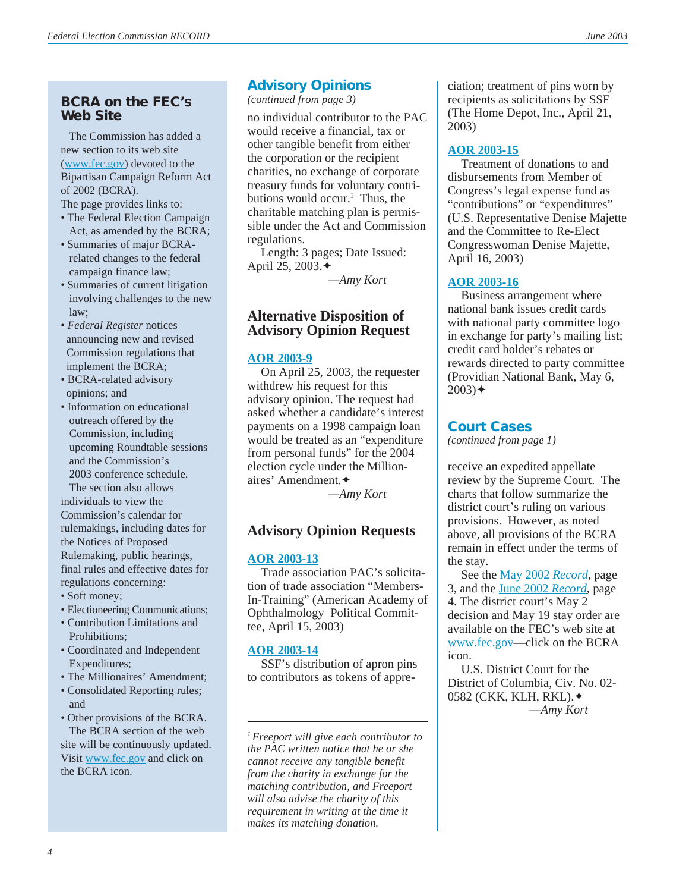## BCRA on the FEC's Web Site

The Commission has added a new section to its web site (www.fec.gov) devoted to the Bipartisan Campaign Reform Act of 2002 (BCRA).

The page provides links to:

- The Federal Election Campaign Act, as amended by the BCRA;
- Summaries of major BCRA-related changes to the federal campaign finance law;
- Summaries of current litigation involving challenges to the new law;
- *Federal Register* notices announcing new and revised Commission regulations that implement the BCRA;
- BCRA-related advisory opinions; and
- Information on educational outreach offered by the Commission, including upcoming Roundtable sessions and the Commission's 2003 conference schedule.

The section also allows individuals to view the Commission's calendar for rulemakings, including dates for the Notices of Proposed Rulemaking, public hearings, final rules and effective dates for regulations concerning:

- Soft money;
- Electioneering Communications;
- Contribution Limitations and Prohibitions;
- Coordinated and Independent Expenditures;
- The Millionaires' Amendment;
- Consolidated Reporting rules; and
- Other provisions of the BCRA.

The BCRA section of the web site will be continuously updated. Visit www.fec.gov and click on the BCRA icon.

## Advisory Opinions

*(continued from page 3)*

no individual contributor to the PAC would receive a financial, tax or other tangible benefit from either the corporation or the recipient charities, no exchange of corporate treasury funds for voluntary contributions would occur.[1] Thus, the charitable matching plan is permissible under the Act and Commission regulations.

Length: 3 pages; Date Issued: April 25, 2003.✦

—*Amy Kort*

## Alternative Disposition of Advisory Opinion Request

### AOR 2003-9

On April 25, 2003, the requester withdrew his request for this advisory opinion. The request had asked whether a candidate's interest payments on a 1998 campaign loan would be treated as an "expenditure from personal funds" for the 2004 election cycle under the Millionaires' Amendment.✦

—*Amy Kort*

## Advisory Opinion Requests

### AOR 2003-13

Trade association PAC's solicitation of trade association "Members-In-Training" (American Academy of Ophthalmology Political Committee, April 15, 2003)

### AOR 2003-14

SSF's distribution of apron pins to contributors as tokens of appreciation; treatment of pins worn by recipients as solicitations by SSF (The Home Depot, Inc., April 21, 2003)

### AOR 2003-15

Treatment of donations to and disbursements from Member of Congress's legal expense fund as "contributions" or "expenditures" (U.S. Representative Denise Majette and the Committee to Re-Elect Congresswoman Denise Majette, April 16, 2003)

### AOR 2003-16

Business arrangement where national bank issues credit cards with national party committee logo in exchange for party's mailing list; credit card holder's rebates or rewards directed to party committee (Providian National Bank, May 6, 2003)✦

## Court Cases

*(continued from page 1)*

receive an expedited appellate review by the Supreme Court. The charts that follow summarize the district court's ruling on various provisions. However, as noted above, all provisions of the BCRA remain in effect under the terms of the stay.

See the May 2002 *Record*, page 3, and the June 2002 *Record*, page 4. The district court's May 2 decision and May 19 stay order are available on the FEC's web site at www.fec.gov—click on the BCRA icon.

U.S. District Court for the District of Columbia, Civ. No. 02-0582 (CKK, KLH, RKL).✦

—*Amy Kort*

---

[1] *Freeport will give each contributor to the PAC written notice that he or she cannot receive any tangible benefit from the charity in exchange for the matching contribution, and Freeport will also advise the charity of this requirement in writing at the time it makes its matching donation.*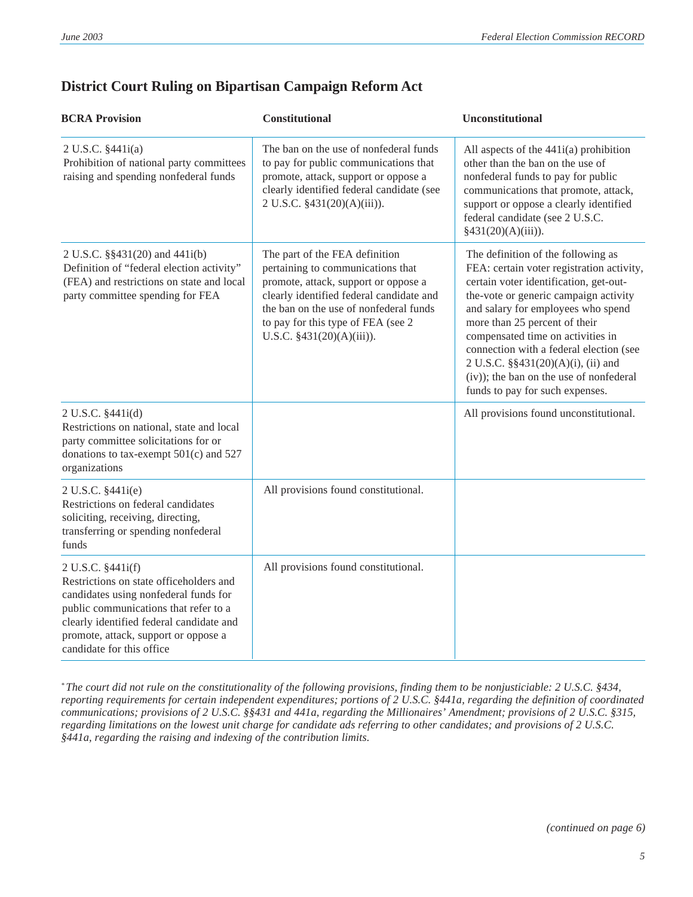## District Court Ruling on Bipartisan Campaign Reform Act

| BCRA Provision | Constitutional | Unconstitutional |
|---|---|---|
| 2 U.S.C. §441i(a) Prohibition of national party committees raising and spending nonfederal funds | The ban on the use of nonfederal funds to pay for public communications that promote, attack, support or oppose a clearly identified federal candidate (see 2 U.S.C. §431(20)(A)(iii)). | All aspects of the 441i(a) prohibition other than the ban on the use of nonfederal funds to pay for public communications that promote, attack, support or oppose a clearly identified federal candidate (see 2 U.S.C. §431(20)(A)(iii)). |
| 2 U.S.C. §§431(20) and 441i(b) Definition of "federal election activity" (FEA) and restrictions on state and local party committee spending for FEA | The part of the FEA definition pertaining to communications that promote, attack, support or oppose a clearly identified federal candidate and the ban on the use of nonfederal funds to pay for this type of FEA (see 2 U.S.C. §431(20)(A)(iii)). | The definition of the following as FEA: certain voter registration activity, certain voter identification, get-out-the-vote or generic campaign activity and salary for employees who spend more than 25 percent of their compensated time on activities in connection with a federal election (see 2 U.S.C. §§431(20)(A)(i), (ii) and (iv)); the ban on the use of nonfederal funds to pay for such expenses. |
| 2 U.S.C. §441i(d) Restrictions on national, state and local party committee solicitations for or donations to tax-exempt 501(c) and 527 organizations | | All provisions found unconstitutional. |
| 2 U.S.C. §441i(e) Restrictions on federal candidates soliciting, receiving, directing, transferring or spending nonfederal funds | All provisions found constitutional. | |
| 2 U.S.C. §441i(f) Restrictions on state officeholders and candidates using nonfederal funds for public communications that refer to a clearly identified federal candidate and promote, attack, support or oppose a candidate for this office | All provisions found constitutional. | |

[*] *The court did not rule on the constitutionality of the following provisions, finding them to be nonjusticiable: 2 U.S.C. §434, reporting requirements for certain independent expenditures; portions of 2 U.S.C. §441a, regarding the definition of coordinated communications; provisions of 2 U.S.C. §§431 and 441a, regarding the Millionaires' Amendment; provisions of 2 U.S.C. §315, regarding limitations on the lowest unit charge for candidate ads referring to other candidates; and provisions of 2 U.S.C. §441a, regarding the raising and indexing of the contribution limits.*

*(continued on page 6)*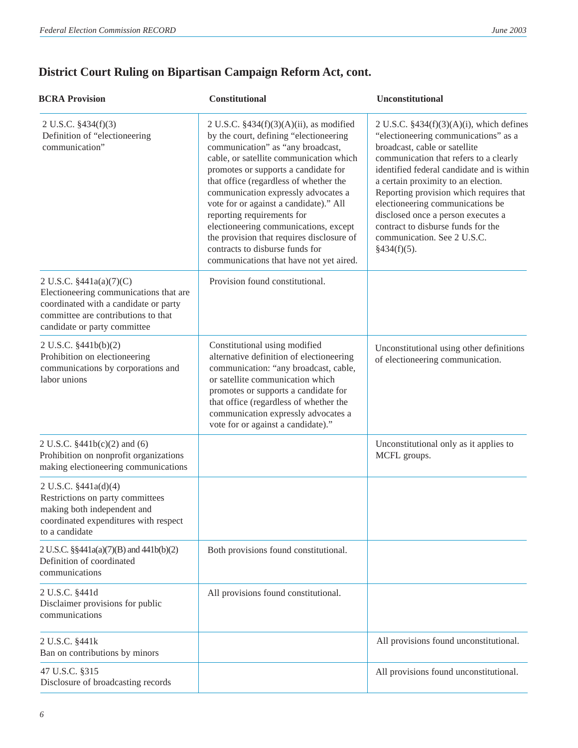## District Court Ruling on Bipartisan Campaign Reform Act, cont.

| BCRA Provision | Constitutional | Unconstitutional |
|---|---|---|
| 2 U.S.C. §434(f)(3) Definition of "electioneering communication" | 2 U.S.C. §434(f)(3)(A)(ii), as modified by the court, defining "electioneering communication" as "any broadcast, cable, or satellite communication which promotes or supports a candidate for that office (regardless of whether the communication expressly advocates a vote for or against a candidate)." All reporting requirements for electioneering communications, except the provision that requires disclosure of contracts to disburse funds for communications that have not yet aired. | 2 U.S.C. §434(f)(3)(A)(i), which defines "electioneering communications" as a broadcast, cable or satellite communication that refers to a clearly identified federal candidate and is within a certain proximity to an election. Reporting provision which requires that electioneering communications be disclosed once a person executes a contract to disburse funds for the communication. See 2 U.S.C. §434(f)(5). |
| 2 U.S.C. §441a(a)(7)(C) Electioneering communications that are coordinated with a candidate or party committee are contributions to that candidate or party committee | Provision found constitutional. | |
| 2 U.S.C. §441b(b)(2) Prohibition on electioneering communications by corporations and labor unions | Constitutional using modified alternative definition of electioneering communication: "any broadcast, cable, or satellite communication which promotes or supports a candidate for that office (regardless of whether the communication expressly advocates a vote for or against a candidate)." | Unconstitutional using other definitions of electioneering communication. |
| 2 U.S.C. §441b(c)(2) and (6) Prohibition on nonprofit organizations making electioneering communications | | Unconstitutional only as it applies to MCFL groups. |
| 2 U.S.C. §441a(d)(4) Restrictions on party committees making both independent and coordinated expenditures with respect to a candidate | | |
| 2 U.S.C. §§441a(a)(7)(B) and 441b(b)(2) Definition of coordinated communications | Both provisions found constitutional. | |
| 2 U.S.C. §441d Disclaimer provisions for public communications | All provisions found constitutional. | |
| 2 U.S.C. §441k Ban on contributions by minors | | All provisions found unconstitutional. |
| 47 U.S.C. §315 Disclosure of broadcasting records | | All provisions found unconstitutional. |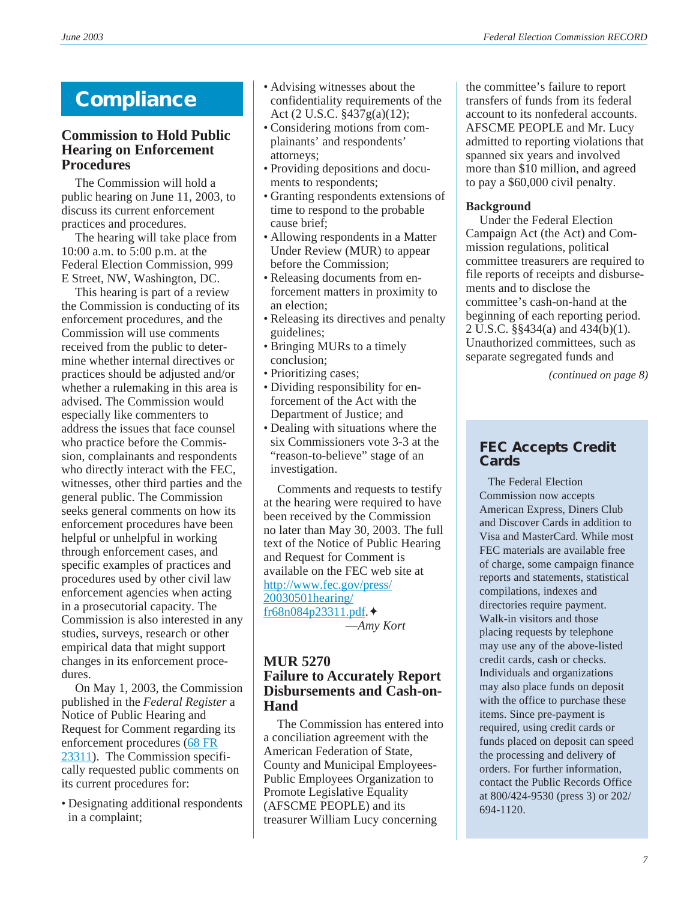# Compliance

## Commission to Hold Public Hearing on Enforcement Procedures

The Commission will hold a public hearing on June 11, 2003, to discuss its current enforcement practices and procedures.

The hearing will take place from 10:00 a.m. to 5:00 p.m. at the Federal Election Commission, 999 E Street, NW, Washington, DC.

This hearing is part of a review the Commission is conducting of its enforcement procedures, and the Commission will use comments received from the public to determine whether internal directives or practices should be adjusted and/or whether a rulemaking in this area is advised. The Commission would especially like commenters to address the issues that face counsel who practice before the Commission, complainants and respondents who directly interact with the FEC, witnesses, other third parties and the general public. The Commission seeks general comments on how its enforcement procedures have been helpful or unhelpful in working through enforcement cases, and specific examples of practices and procedures used by other civil law enforcement agencies when acting in a prosecutorial capacity. The Commission is also interested in any studies, surveys, research or other empirical data that might support changes in its enforcement procedures.

On May 1, 2003, the Commission published in the *Federal Register* a Notice of Public Hearing and Request for Comment regarding its enforcement procedures (68 FR 23311). The Commission specifically requested public comments on its current procedures for:

- Designating additional respondents in a complaint;
- Advising witnesses about the confidentiality requirements of the Act (2 U.S.C. §437g(a)(12);
- Considering motions from complainants' and respondents' attorneys;
- Providing depositions and documents to respondents;
- Granting respondents extensions of time to respond to the probable cause brief;
- Allowing respondents in a Matter Under Review (MUR) to appear before the Commission;
- Releasing documents from enforcement matters in proximity to an election;
- Releasing its directives and penalty guidelines;
- Bringing MURs to a timely conclusion;
- Prioritizing cases;
- Dividing responsibility for enforcement of the Act with the Department of Justice; and
- Dealing with situations where the six Commissioners vote 3-3 at the "reason-to-believe" stage of an investigation.

Comments and requests to testify at the hearing were required to have been received by the Commission no later than May 30, 2003. The full text of the Notice of Public Hearing and Request for Comment is available on the FEC web site at http://www.fec.gov/press/20030501hearing/fr68n084p23311.pdf.✦

—*Amy Kort*

## MUR 5270
## Failure to Accurately Report Disbursements and Cash-on-Hand

The Commission has entered into a conciliation agreement with the American Federation of State, County and Municipal Employees-Public Employees Organization to Promote Legislative Equality (AFSCME PEOPLE) and its treasurer William Lucy concerning the committee's failure to report transfers of funds from its federal account to its nonfederal accounts. AFSCME PEOPLE and Mr. Lucy admitted to reporting violations that spanned six years and involved more than $10 million, and agreed to pay a $60,000 civil penalty.

**Background**

Under the Federal Election Campaign Act (the Act) and Commission regulations, political committee treasurers are required to file reports of receipts and disbursements and to disclose the committee's cash-on-hand at the beginning of each reporting period. 2 U.S.C. §§434(a) and 434(b)(1). Unauthorized committees, such as separate segregated funds and

*(continued on page 8)*

### FEC Accepts Credit Cards

The Federal Election Commission now accepts American Express, Diners Club and Discover Cards in addition to Visa and MasterCard. While most FEC materials are available free of charge, some campaign finance reports and statements, statistical compilations, indexes and directories require payment. Walk-in visitors and those placing requests by telephone may use any of the above-listed credit cards, cash or checks. Individuals and organizations may also place funds on deposit with the office to purchase these items. Since pre-payment is required, using credit cards or funds placed on deposit can speed the processing and delivery of orders. For further information, contact the Public Records Office at 800/424-9530 (press 3) or 202/694-1120.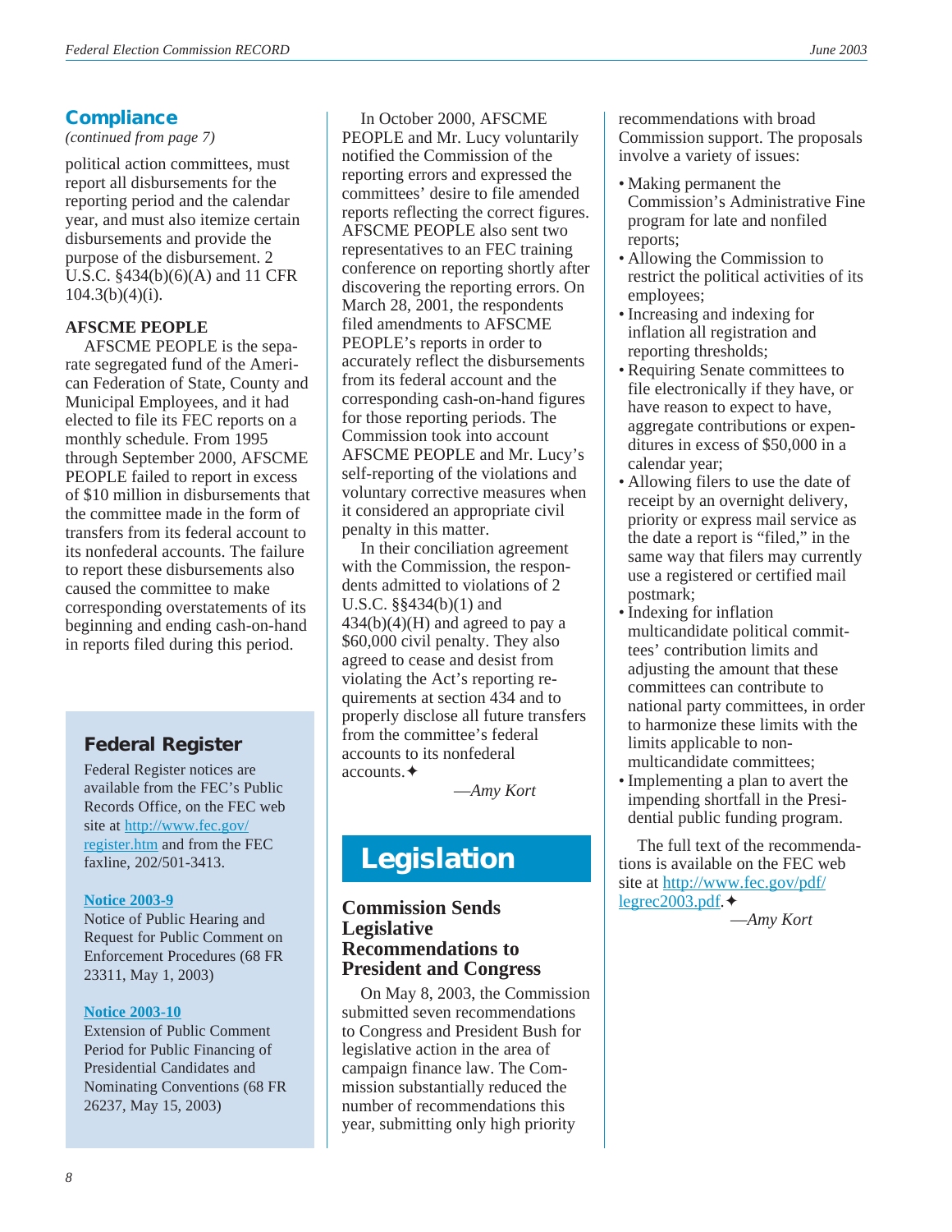## Compliance

*(continued from page 7)*

political action committees, must report all disbursements for the reporting period and the calendar year, and must also itemize certain disbursements and provide the purpose of the disbursement. 2 U.S.C. §434(b)(6)(A) and 11 CFR 104.3(b)(4)(i).

**AFSCME PEOPLE**

AFSCME PEOPLE is the separate segregated fund of the American Federation of State, County and Municipal Employees, and it had elected to file its FEC reports on a monthly schedule. From 1995 through September 2000, AFSCME PEOPLE failed to report in excess of $10 million in disbursements that the committee made in the form of transfers from its federal account to its nonfederal accounts. The failure to report these disbursements also caused the committee to make corresponding overstatements of its beginning and ending cash-on-hand in reports filed during this period.

In October 2000, AFSCME PEOPLE and Mr. Lucy voluntarily notified the Commission of the reporting errors and expressed the committees' desire to file amended reports reflecting the correct figures. AFSCME PEOPLE also sent two representatives to an FEC training conference on reporting shortly after discovering the reporting errors. On March 28, 2001, the respondents filed amendments to AFSCME PEOPLE's reports in order to accurately reflect the disbursements from its federal account and the corresponding cash-on-hand figures for those reporting periods. The Commission took into account AFSCME PEOPLE and Mr. Lucy's self-reporting of the violations and voluntary corrective measures when it considered an appropriate civil penalty in this matter.

In their conciliation agreement with the Commission, the respondents admitted to violations of 2 U.S.C. §§434(b)(1) and 434(b)(4)(H) and agreed to pay a $60,000 civil penalty. They also agreed to cease and desist from violating the Act's reporting requirements at section 434 and to properly disclose all future transfers from the committee's federal accounts to its nonfederal accounts.✦

—*Amy Kort*

### Federal Register

Federal Register notices are available from the FEC's Public Records Office, on the FEC web site at http://www.fec.gov/register.htm and from the FEC faxline, 202/501-3413.

**Notice 2003-9**
Notice of Public Hearing and Request for Public Comment on Enforcement Procedures (68 FR 23311, May 1, 2003)

**Notice 2003-10**
Extension of Public Comment Period for Public Financing of Presidential Candidates and Nominating Conventions (68 FR 26237, May 15, 2003)

## Legislation

### Commission Sends Legislative Recommendations to President and Congress

On May 8, 2003, the Commission submitted seven recommendations to Congress and President Bush for legislative action in the area of campaign finance law. The Commission substantially reduced the number of recommendations this year, submitting only high priority recommendations with broad Commission support. The proposals involve a variety of issues:

- Making permanent the Commission's Administrative Fine program for late and nonfiled reports;
- Allowing the Commission to restrict the political activities of its employees;
- Increasing and indexing for inflation all registration and reporting thresholds;
- Requiring Senate committees to file electronically if they have, or have reason to expect to have, aggregate contributions or expenditures in excess of $50,000 in a calendar year;
- Allowing filers to use the date of receipt by an overnight delivery, priority or express mail service as the date a report is "filed," in the same way that filers may currently use a registered or certified mail postmark;
- Indexing for inflation multicandidate political committees' contribution limits and adjusting the amount that these committees can contribute to national party committees, in order to harmonize these limits with the limits applicable to non-multicandidate committees;
- Implementing a plan to avert the impending shortfall in the Presidential public funding program.

The full text of the recommendations is available on the FEC web site at http://www.fec.gov/pdf/legrec2003.pdf.✦

—*Amy Kort*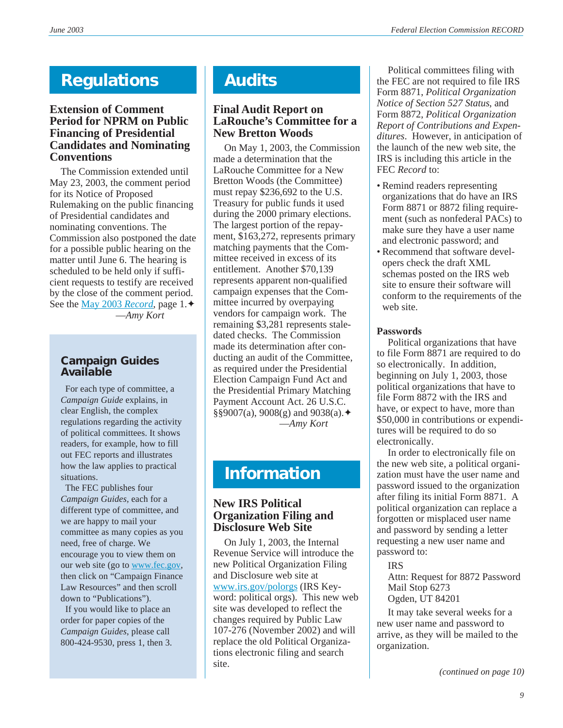# Regulations

## Extension of Comment Period for NPRM on Public Financing of Presidential Candidates and Nominating Conventions

The Commission extended until May 23, 2003, the comment period for its Notice of Proposed Rulemaking on the public financing of Presidential candidates and nominating conventions. The Commission also postponed the date for a possible public hearing on the matter until June 6. The hearing is scheduled to be held only if sufficient requests to testify are received by the close of the comment period. See the May 2003 *Record*, page 1.✦

—*Amy Kort*

### Campaign Guides Available

For each type of committee, a *Campaign Guide* explains, in clear English, the complex regulations regarding the activity of political committees. It shows readers, for example, how to fill out FEC reports and illustrates how the law applies to practical situations.

The FEC publishes four *Campaign Guides*, each for a different type of committee, and we are happy to mail your committee as many copies as you need, free of charge. We encourage you to view them on our web site (go to www.fec.gov, then click on "Campaign Finance Law Resources" and then scroll down to "Publications").

If you would like to place an order for paper copies of the *Campaign Guides*, please call 800-424-9530, press 1, then 3.

# Audits

## Final Audit Report on LaRouche's Committee for a New Bretton Woods

On May 1, 2003, the Commission made a determination that the LaRouche Committee for a New Bretton Woods (the Committee) must repay $236,692 to the U.S. Treasury for public funds it used during the 2000 primary elections. The largest portion of the repayment, $163,272, represents primary matching payments that the Committee received in excess of its entitlement. Another $70,139 represents apparent non-qualified campaign expenses that the Committee incurred by overpaying vendors for campaign work. The remaining $3,281 represents stale-dated checks. The Commission made its determination after conducting an audit of the Committee, as required under the Presidential Election Campaign Fund Act and the Presidential Primary Matching Payment Account Act. 26 U.S.C. §§9007(a), 9008(g) and 9038(a).✦

—*Amy Kort*

# Information

## New IRS Political Organization Filing and Disclosure Web Site

On July 1, 2003, the Internal Revenue Service will introduce the new Political Organization Filing and Disclosure web site at www.irs.gov/polorgs (IRS Keyword: political orgs). This new web site was developed to reflect the changes required by Public Law 107-276 (November 2002) and will replace the old Political Organizations electronic filing and search site.

Political committees filing with the FEC are not required to file IRS Form 8871, *Political Organization Notice of Section 527 Status*, and Form 8872, *Political Organization Report of Contributions and Expenditures*. However, in anticipation of the launch of the new web site, the IRS is including this article in the FEC *Record* to:

- Remind readers representing organizations that do have an IRS Form 8871 or 8872 filing requirement (such as nonfederal PACs) to make sure they have a user name and electronic password; and
- Recommend that software developers check the draft XML schemas posted on the IRS web site to ensure their software will conform to the requirements of the web site.

**Passwords**

Political organizations that have to file Form 8871 are required to do so electronically. In addition, beginning on July 1, 2003, those political organizations that have to file Form 8872 with the IRS and have, or expect to have, more than $50,000 in contributions or expenditures will be required to do so electronically.

In order to electronically file on the new web site, a political organization must have the user name and password issued to the organization after filing its initial Form 8871. A political organization can replace a forgotten or misplaced user name and password by sending a letter requesting a new user name and password to:

IRS
Attn: Request for 8872 Password
Mail Stop 6273
Ogden, UT 84201

It may take several weeks for a new user name and password to arrive, as they will be mailed to the organization.

*(continued on page 10)*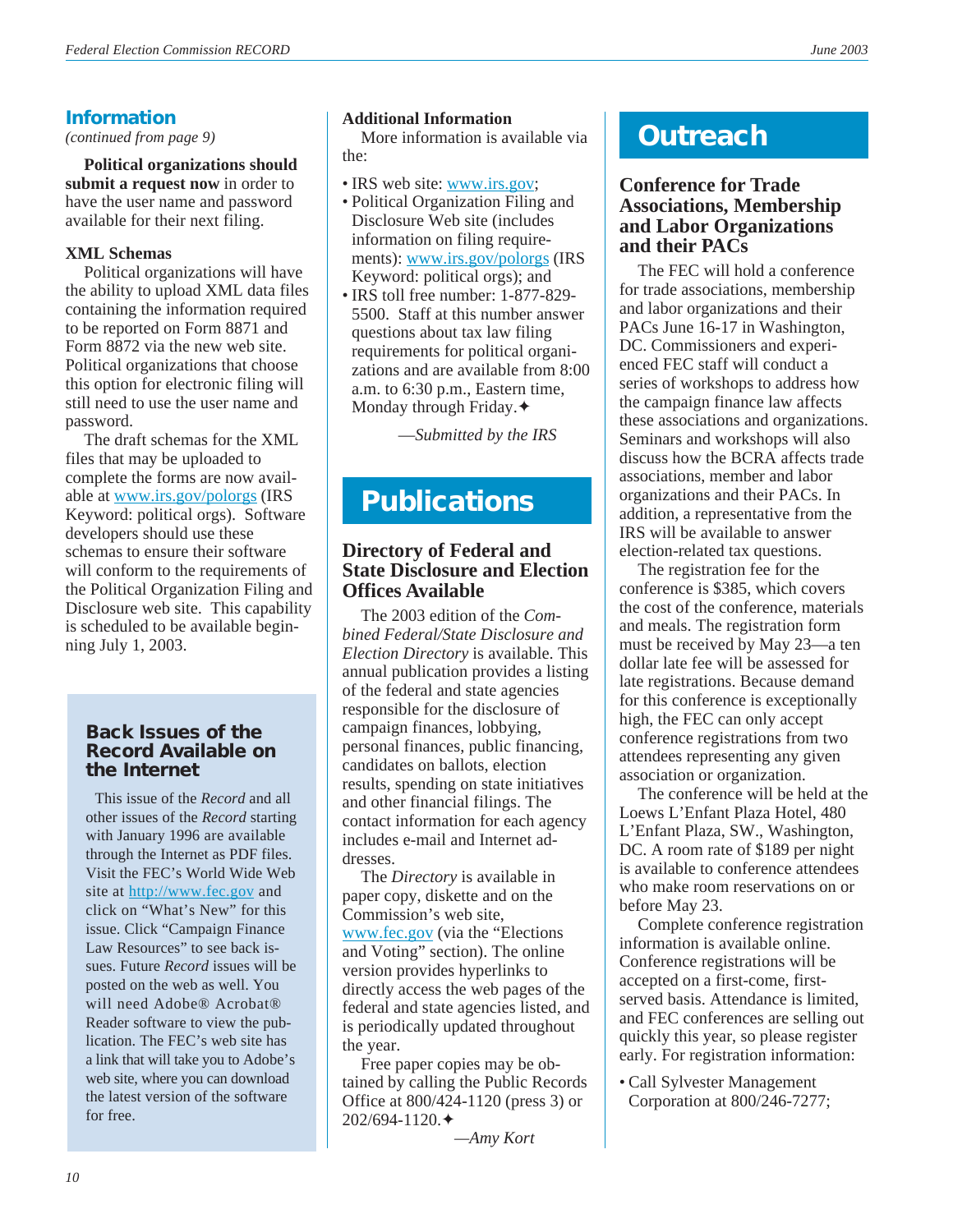## Information

*(continued from page 9)*

**Political organizations should submit a request now** in order to have the user name and password available for their next filing.

**XML Schemas**

Political organizations will have the ability to upload XML data files containing the information required to be reported on Form 8871 and Form 8872 via the new web site. Political organizations that choose this option for electronic filing will still need to use the user name and password.

The draft schemas for the XML files that may be uploaded to complete the forms are now available at www.irs.gov/polorgs (IRS Keyword: political orgs). Software developers should use these schemas to ensure their software will conform to the requirements of the Political Organization Filing and Disclosure web site. This capability is scheduled to be available beginning July 1, 2003.

**Additional Information**

More information is available via the:

- IRS web site: www.irs.gov;
- Political Organization Filing and Disclosure Web site (includes information on filing requirements): www.irs.gov/polorgs (IRS Keyword: political orgs); and
- IRS toll free number: 1-877-829-5500. Staff at this number answer questions about tax law filing requirements for political organizations and are available from 8:00 a.m. to 6:30 p.m., Eastern time, Monday through Friday.✦

*—Submitted by the IRS*

### Back Issues of the Record Available on the Internet

This issue of the *Record* and all other issues of the *Record* starting with January 1996 are available through the Internet as PDF files. Visit the FEC's World Wide Web site at http://www.fec.gov and click on "What's New" for this issue. Click "Campaign Finance Law Resources" to see back issues. Future *Record* issues will be posted on the web as well. You will need Adobe® Acrobat® Reader software to view the publication. The FEC's web site has a link that will take you to Adobe's web site, where you can download the latest version of the software for free.

## Publications

### Directory of Federal and State Disclosure and Election Offices Available

The 2003 edition of the *Combined Federal/State Disclosure and Election Directory* is available. This annual publication provides a listing of the federal and state agencies responsible for the disclosure of campaign finances, lobbying, personal finances, public financing, candidates on ballots, election results, spending on state initiatives and other financial filings. The contact information for each agency includes e-mail and Internet addresses.

The *Directory* is available in paper copy, diskette and on the Commission's web site, www.fec.gov (via the "Elections and Voting" section). The online version provides hyperlinks to directly access the web pages of the federal and state agencies listed, and is periodically updated throughout the year.

Free paper copies may be obtained by calling the Public Records Office at 800/424-1120 (press 3) or 202/694-1120.✦

*—Amy Kort*

## Outreach

### Conference for Trade Associations, Membership and Labor Organizations and their PACs

The FEC will hold a conference for trade associations, membership and labor organizations and their PACs June 16-17 in Washington, DC. Commissioners and experienced FEC staff will conduct a series of workshops to address how the campaign finance law affects these associations and organizations. Seminars and workshops will also discuss how the BCRA affects trade associations, member and labor organizations and their PACs. In addition, a representative from the IRS will be available to answer election-related tax questions.

The registration fee for the conference is $385, which covers the cost of the conference, materials and meals. The registration form must be received by May 23—a ten dollar late fee will be assessed for late registrations. Because demand for this conference is exceptionally high, the FEC can only accept conference registrations from two attendees representing any given association or organization.

The conference will be held at the Loews L'Enfant Plaza Hotel, 480 L'Enfant Plaza, SW., Washington, DC. A room rate of $189 per night is available to conference attendees who make room reservations on or before May 23.

Complete conference registration information is available online. Conference registrations will be accepted on a first-come, first-served basis. Attendance is limited, and FEC conferences are selling out quickly this year, so please register early. For registration information:

- Call Sylvester Management Corporation at 800/246-7277;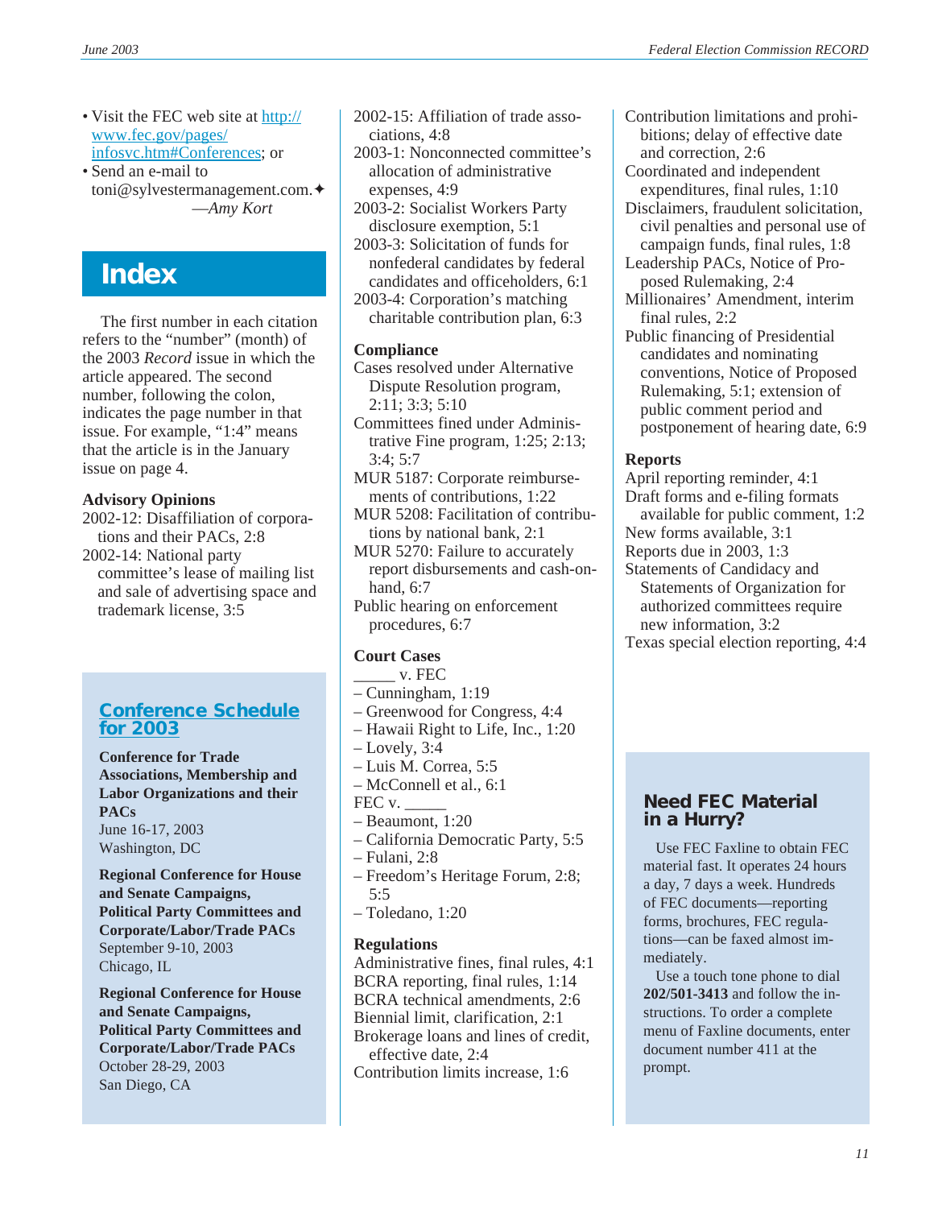- Visit the FEC web site at http://www.fec.gov/pages/infosvc.htm#Conferences; or
- Send an e-mail to toni@sylvestermanagement.com.✦

—*Amy Kort*

## Index

The first number in each citation refers to the "number" (month) of the 2003 *Record* issue in which the article appeared. The second number, following the colon, indicates the page number in that issue. For example, "1:4" means that the article is in the January issue on page 4.

**Advisory Opinions**

2002-12: Disaffiliation of corporations and their PACs, 2:8
2002-14: National party committee's lease of mailing list and sale of advertising space and trademark license, 3:5
2002-15: Affiliation of trade associations, 4:8
2003-1: Nonconnected committee's allocation of administrative expenses, 4:9
2003-2: Socialist Workers Party disclosure exemption, 5:1
2003-3: Solicitation of funds for nonfederal candidates by federal candidates and officeholders, 6:1
2003-4: Corporation's matching charitable contribution plan, 6:3

**Compliance**

Cases resolved under Alternative Dispute Resolution program, 2:11; 3:3; 5:10
Committees fined under Administrative Fine program, 1:25; 2:13; 3:4; 5:7
MUR 5187: Corporate reimbursements of contributions, 1:22
MUR 5208: Facilitation of contributions by national bank, 2:1
MUR 5270: Failure to accurately report disbursements and cash-on-hand, 6:7
Public hearing on enforcement procedures, 6:7

**Court Cases**

_____ v. FEC
– Cunningham, 1:19
– Greenwood for Congress, 4:4
– Hawaii Right to Life, Inc., 1:20
– Lovely, 3:4
– Luis M. Correa, 5:5
– McConnell et al., 6:1
FEC v. _____
– Beaumont, 1:20
– California Democratic Party, 5:5
– Fulani, 2:8
– Freedom's Heritage Forum, 2:8; 5:5
– Toledano, 1:20

**Regulations**

Administrative fines, final rules, 4:1
BCRA reporting, final rules, 1:14
BCRA technical amendments, 2:6
Biennial limit, clarification, 2:1
Brokerage loans and lines of credit, effective date, 2:4
Contribution limits increase, 1:6
Contribution limitations and prohibitions; delay of effective date and correction, 2:6
Coordinated and independent expenditures, final rules, 1:10
Disclaimers, fraudulent solicitation, civil penalties and personal use of campaign funds, final rules, 1:8
Leadership PACs, Notice of Proposed Rulemaking, 2:4
Millionaires' Amendment, interim final rules, 2:2
Public financing of Presidential candidates and nominating conventions, Notice of Proposed Rulemaking, 5:1; extension of public comment period and postponement of hearing date, 6:9

**Reports**

April reporting reminder, 4:1
Draft forms and e-filing formats available for public comment, 1:2
New forms available, 3:1
Reports due in 2003, 1:3
Statements of Candidacy and Statements of Organization for authorized committees require new information, 3:2
Texas special election reporting, 4:4

### Conference Schedule for 2003

**Conference for Trade Associations, Membership and Labor Organizations and their PACs**
June 16-17, 2003
Washington, DC

**Regional Conference for House and Senate Campaigns, Political Party Committees and Corporate/Labor/Trade PACs**
September 9-10, 2003
Chicago, IL

**Regional Conference for House and Senate Campaigns, Political Party Committees and Corporate/Labor/Trade PACs**
October 28-29, 2003
San Diego, CA

### Need FEC Material in a Hurry?

Use FEC Faxline to obtain FEC material fast. It operates 24 hours a day, 7 days a week. Hundreds of FEC documents—reporting forms, brochures, FEC regulations—can be faxed almost immediately.

Use a touch tone phone to dial **202/501-3413** and follow the instructions. To order a complete menu of Faxline documents, enter document number 411 at the prompt.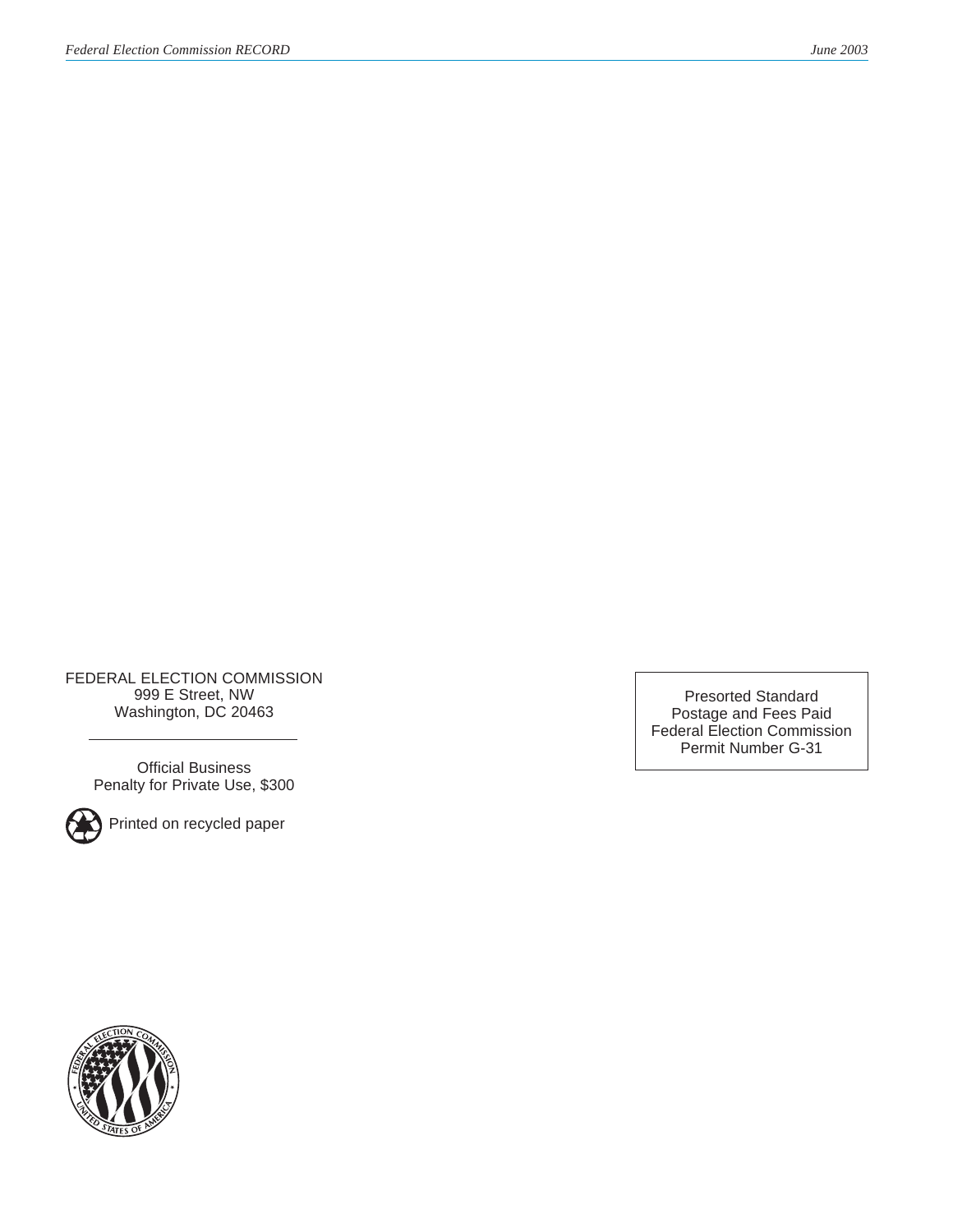FEDERAL ELECTION COMMISSION
999 E Street, NW
Washington, DC 20463

Official Business
Penalty for Private Use, $300

Printed on recycled paper

Presorted Standard
Postage and Fees Paid
Federal Election Commission
Permit Number G-31